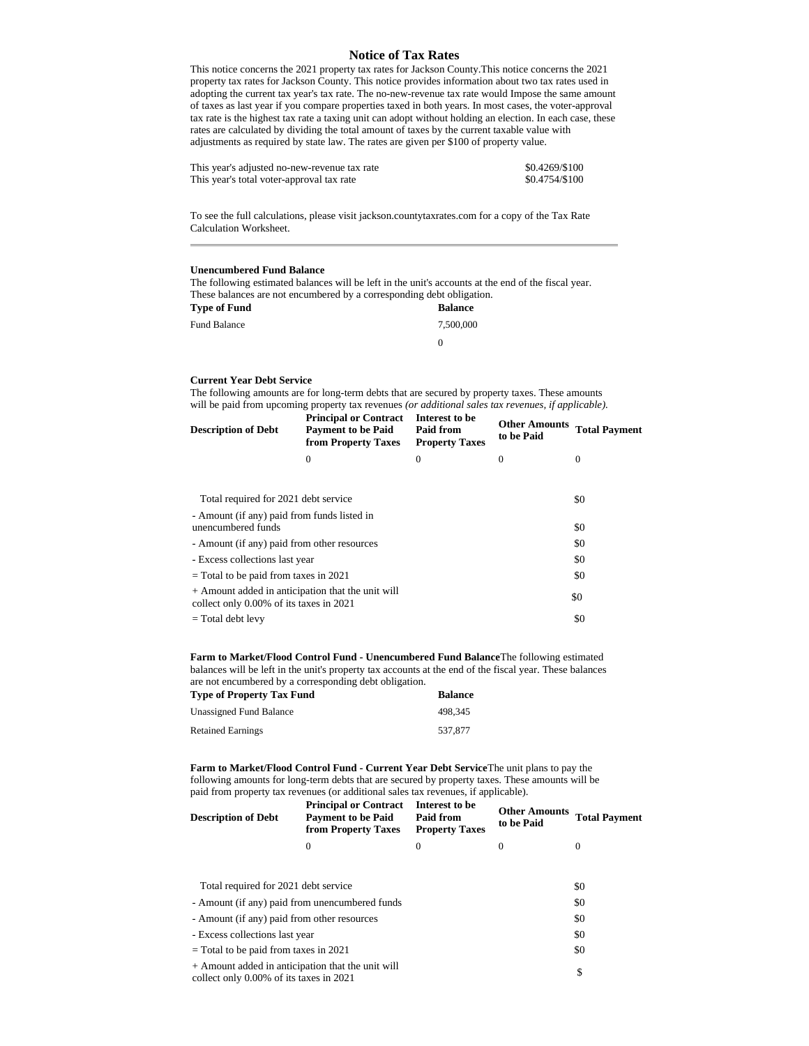# Notice of Tax Rates

This notice concerns the 2021 property tax rates for Jackson County.This notice concerns the 2021 property tax rates for Jackson County. This notice provides information about two tax rates used in adopting the current tax year's tax rate. The no-new-revenue tax rate would Impose the same amount of taxes as last year if you compare properties taxed in both years. In most cases, the voter-approval tax rate is the highest tax rate a taxing unit can adopt without holding an election. In each case, these rates are calculated by dividing the total amount of taxes by the current taxable value with adjustments as required by state law. The rates are given per $100 of property value.

| | |
|---|---|
| This year's adjusted no-new-revenue tax rate | $0.4269/$100 |
| This year's total voter-approval tax rate | $0.4754/$100 |

To see the full calculations, please visit jackson.countytaxrates.com for a copy of the Tax Rate Calculation Worksheet.

---

**Unencumbered Fund Balance**

The following estimated balances will be left in the unit's accounts at the end of the fiscal year. These balances are not encumbered by a corresponding debt obligation.

| Type of Fund | Balance |
|---|---|
| Fund Balance | 7,500,000 |
| | 0 |

**Current Year Debt Service**

The following amounts are for long-term debts that are secured by property taxes. These amounts will be paid from upcoming property tax revenues *(or additional sales tax revenues, if applicable).*

| Description of Debt | Principal or Contract Payment to be Paid from Property Taxes | Interest to be Paid from Property Taxes | Other Amounts to be Paid | Total Payment |
|---|---|---|---|---|
| | 0 | 0 | 0 | 0 |

| | |
|---|---|
| Total required for 2021 debt service | $0 |
| - Amount (if any) paid from funds listed in unencumbered funds | $0 |
| - Amount (if any) paid from other resources | $0 |
| - Excess collections last year | $0 |
| = Total to be paid from taxes in 2021 | $0 |
| + Amount added in anticipation that the unit will collect only 0.00% of its taxes in 2021 | $0 |
| = Total debt levy | $0 |

**Farm to Market/Flood Control Fund - Unencumbered Fund Balance**The following estimated balances will be left in the unit's property tax accounts at the end of the fiscal year. These balances are not encumbered by a corresponding debt obligation.

| Type of Property Tax Fund | Balance |
|---|---|
| Unassigned Fund Balance | 498,345 |
| Retained Earnings | 537,877 |

**Farm to Market/Flood Control Fund - Current Year Debt Service**The unit plans to pay the following amounts for long-term debts that are secured by property taxes. These amounts will be paid from property tax revenues (or additional sales tax revenues, if applicable).

| Description of Debt | Principal or Contract Payment to be Paid from Property Taxes | Interest to be Paid from Property Taxes | Other Amounts to be Paid | Total Payment |
|---|---|---|---|---|
| | 0 | 0 | 0 | 0 |

| | |
|---|---|
| Total required for 2021 debt service | $0 |
| - Amount (if any) paid from unencumbered funds | $0 |
| - Amount (if any) paid from other resources | $0 |
| - Excess collections last year | $0 |
| = Total to be paid from taxes in 2021 | $0 |
| + Amount added in anticipation that the unit will collect only 0.00% of its taxes in 2021 | $ |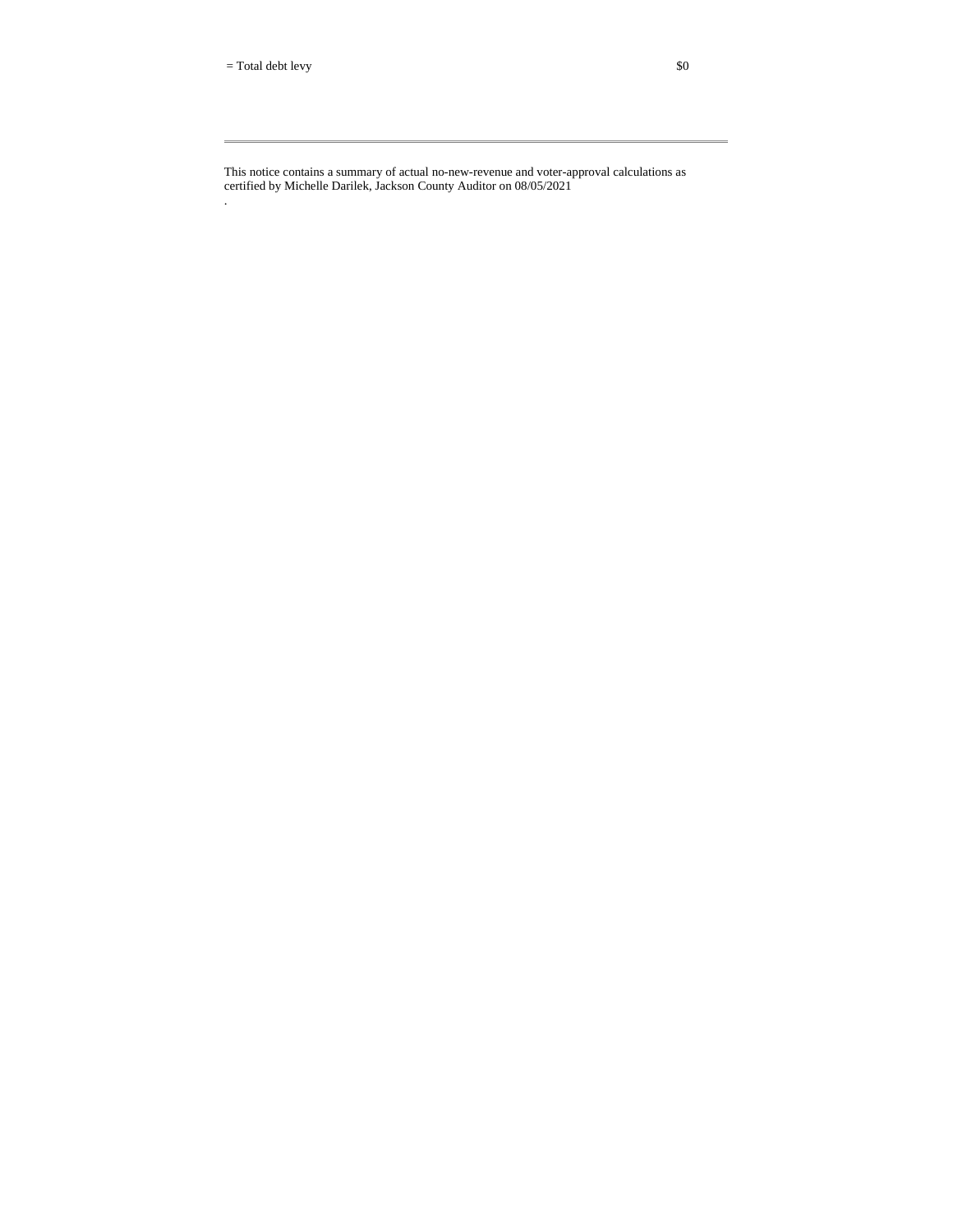| | |
|---|---|
| = Total debt levy | $0 |

---

This notice contains a summary of actual no-new-revenue and voter-approval calculations as certified by Michelle Darilek, Jackson County Auditor on 08/05/2021

.